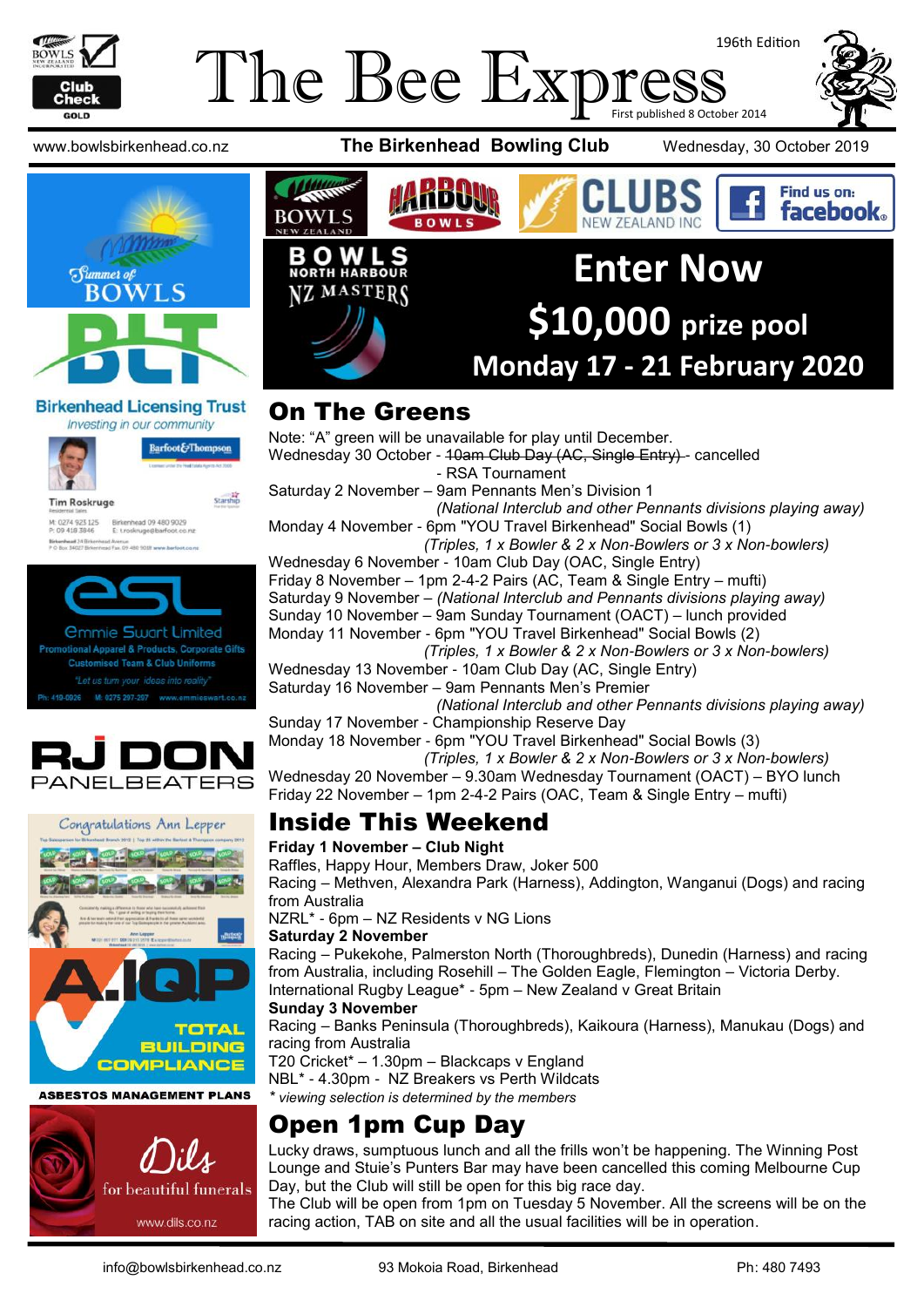# The Bee Express

196th Edition

First published 8 October 2014

www.bowlsbirkenhead.co.nz **The Birkenhead Bowling Club** Wednesday, 30 October 2019

## BOWLS NORTH HARBOUR NZ MASTERS

# Enter Now

# $10,000 prize pool

# Monday 17 - 21 February 2020

## On The Greens

Note: "A" green will be unavailable for play until December.

Wednesday 30 October - ~~10am Club Day (AC, Single Entry)~~ - cancelled
- RSA Tournament

Saturday 2 November – 9am Pennants Men's Division 1
*(National Interclub and other Pennants divisions playing away)*

Monday 4 November - 6pm "YOU Travel Birkenhead" Social Bowls (1)
*(Triples, 1 x Bowler & 2 x Non-Bowlers or 3 x Non-bowlers)*

Wednesday 6 November - 10am Club Day (OAC, Single Entry)

Friday 8 November – 1pm 2-4-2 Pairs (AC, Team & Single Entry – mufti)

Saturday 9 November – *(National Interclub and Pennants divisions playing away)*

Sunday 10 November – 9am Sunday Tournament (OACT) – lunch provided

Monday 11 November - 6pm "YOU Travel Birkenhead" Social Bowls (2)
*(Triples, 1 x Bowler & 2 x Non-Bowlers or 3 x Non-bowlers)*

Wednesday 13 November - 10am Club Day (AC, Single Entry)

Saturday 16 November – 9am Pennants Men's Premier
*(National Interclub and other Pennants divisions playing away)*

Sunday 17 November - Championship Reserve Day

Monday 18 November - 6pm "YOU Travel Birkenhead" Social Bowls (3)
*(Triples, 1 x Bowler & 2 x Non-Bowlers or 3 x Non-bowlers)*

Wednesday 20 November – 9.30am Wednesday Tournament (OACT) – BYO lunch

Friday 22 November – 1pm 2-4-2 Pairs (OAC, Team & Single Entry – mufti)

## Inside This Weekend

**Friday 1 November – Club Night**

Raffles, Happy Hour, Members Draw, Joker 500

Racing – Methven, Alexandra Park (Harness), Addington, Wanganui (Dogs) and racing from Australia

NZRL* - 6pm – NZ Residents v NG Lions

**Saturday 2 November**

Racing – Pukekohe, Palmerston North (Thoroughbreds), Dunedin (Harness) and racing from Australia, including Rosehill – The Golden Eagle, Flemington – Victoria Derby.

International Rugby League* - 5pm – New Zealand v Great Britain

**Sunday 3 November**

Racing – Banks Peninsula (Thoroughbreds), Kaikoura (Harness), Manukau (Dogs) and racing from Australia

T20 Cricket* – 1.30pm – Blackcaps v England

NBL* - 4.30pm - NZ Breakers vs Perth Wildcats

*\* viewing selection is determined by the members*

## Open 1pm Cup Day

Lucky draws, sumptuous lunch and all the frills won't be happening. The Winning Post Lounge and Stuie's Punters Bar may have been cancelled this coming Melbourne Cup Day, but the Club will still be open for this big race day.

The Club will be open from 1pm on Tuesday 5 November. All the screens will be on the racing action, TAB on site and all the usual facilities will be in operation.

info@bowlsbirkenhead.co.nz 93 Mokoia Road, Birkenhead Ph: 480 7493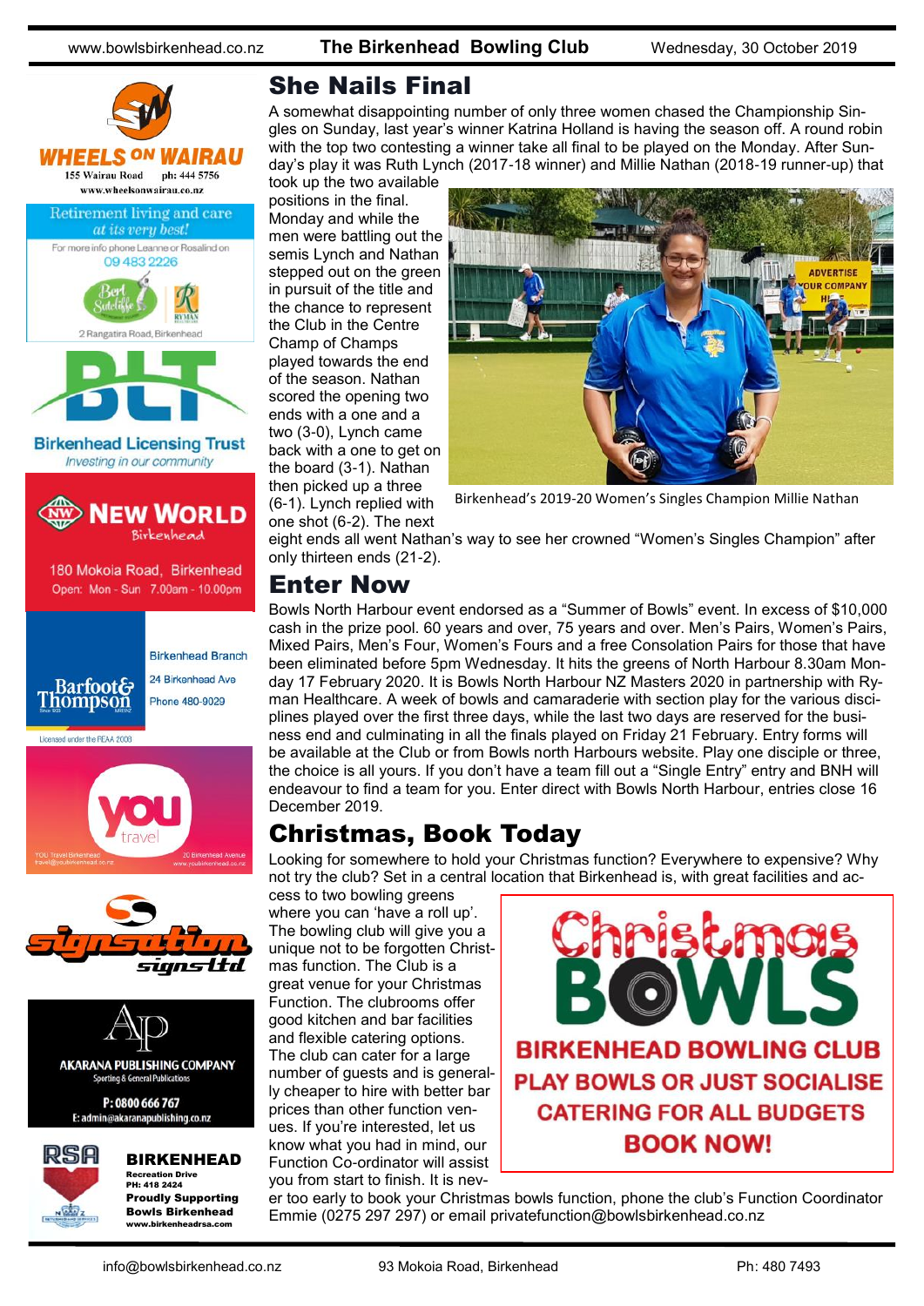## She Nails Final

A somewhat disappointing number of only three women chased the Championship Singles on Sunday, last year's winner Katrina Holland is having the season off. A round robin with the top two contesting a winner take all final to be played on the Monday. After Sunday's play it was Ruth Lynch (2017-18 winner) and Millie Nathan (2018-19 runner-up) that took up the two available positions in the final. Monday and while the men were battling out the semis Lynch and Nathan stepped out on the green in pursuit of the title and the chance to represent the Club in the Centre Champ of Champs played towards the end of the season. Nathan scored the opening two ends with a one and a two (3-0), Lynch came back with a one to get on the board (3-1). Nathan then picked up a three (6-1). Lynch replied with one shot (6-2). The next eight ends all went Nathan's way to see her crowned "Women's Singles Champion" after only thirteen ends (21-2).

Birkenhead's 2019-20 Women's Singles Champion Millie Nathan

## Enter Now

Bowls North Harbour event endorsed as a "Summer of Bowls" event. In excess of $10,000 cash in the prize pool. 60 years and over, 75 years and over. Men's Pairs, Women's Pairs, Mixed Pairs, Men's Four, Women's Fours and a free Consolation Pairs for those that have been eliminated before 5pm Wednesday. It hits the greens of North Harbour 8.30am Monday 17 February 2020. It is Bowls North Harbour NZ Masters 2020 in partnership with Ryman Healthcare. A week of bowls and camaraderie with section play for the various disciplines played over the first three days, while the last two days are reserved for the business end and culminating in all the finals played on Friday 21 February. Entry forms will be available at the Club or from Bowls north Harbours website. Play one disciple or three, the choice is all yours. If you don't have a team fill out a "Single Entry" entry and BNH will endeavour to find a team for you. Enter direct with Bowls North Harbour, entries close 16 December 2019.

## Christmas, Book Today

Looking for somewhere to hold your Christmas function? Everywhere to expensive? Why not try the club? Set in a central location that Birkenhead is, with great facilities and access to two bowling greens where you can 'have a roll up'. The bowling club will give you a unique not to be forgotten Christmas function. The Club is a great venue for your Christmas Function. The clubrooms offer good kitchen and bar facilities and flexible catering options. The club can cater for a large number of guests and is generally cheaper to hire with better bar prices than other function venues. If you're interested, let us know what you had in mind, our Function Co-ordinator will assist you from start to finish. It is never too early to book your Christmas bowls function, phone the club's Function Coordinator Emmie (0275 297 297) or email privatefunction@bowlsbirkenhead.co.nz

**Christmas BOWLS**

**BIRKENHEAD BOWLING CLUB**
**PLAY BOWLS OR JUST SOCIALISE**
**CATERING FOR ALL BUDGETS**
**BOOK NOW!**

**WHEELS ON WAIRAU**
155 Wairau Road ph: 444 5756
www.wheelsonwairau.co.nz

Retirement living and care *at its very best!*
For more info phone Leanne or Rosalind on 09 483 2226
Bert Sutcliffe — Ryman
2 Rangatira Road, Birkenhead

**BLT**
Birkenhead Licensing Trust
*Investing in our community*

**NEW WORLD** Birkenhead
180 Mokoia Road, Birkenhead
Open: Mon - Sun 7.00am - 10.00pm

Barfoot & Thompson
Birkenhead Branch
24 Birkenhead Ave
Phone 480-9029
Licensed under the REAA 2008

you travel
YOU Travel Birkenhead travel@youbirkenhead.co.nz
20 Birkenhead Avenue www.youbirkenhead.co.nz

signsation signs ltd

AKARANA PUBLISHING COMPANY
Sporting & General Publications
P: 0800 666 767
E: admin@akaranapublishing.co.nz

RSA
**BIRKENHEAD**
Recreation Drive
PH: 418 2424
**Proudly Supporting Bowls Birkenhead**
www.birkenheadrsa.com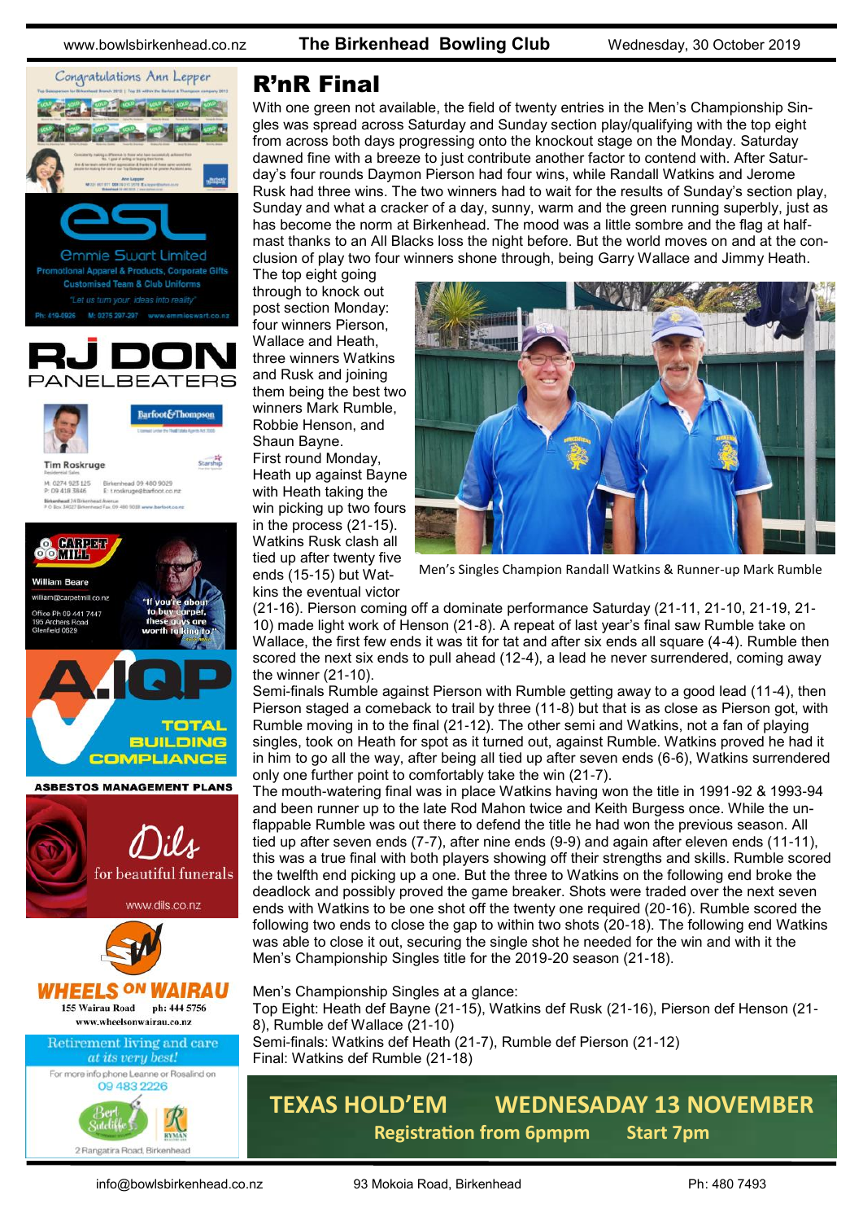# R'nR Final

With one green not available, the field of twenty entries in the Men's Championship Singles was spread across Saturday and Sunday section play/qualifying with the top eight from across both days progressing onto the knockout stage on the Monday. Saturday dawned fine with a breeze to just contribute another factor to contend with. After Saturday's four rounds Daymon Pierson had four wins, while Randall Watkins and Jerome Rusk had three wins. The two winners had to wait for the results of Sunday's section play, Sunday and what a cracker of a day, sunny, warm and the green running superbly, just as has become the norm at Birkenhead. The mood was a little sombre and the flag at half-mast thanks to an All Blacks loss the night before. But the world moves on and at the conclusion of play two four winners shone through, being Garry Wallace and Jimmy Heath.

The top eight going through to knock out post section Monday: four winners Pierson, Wallace and Heath, three winners Watkins and Rusk and joining them being the best two winners Mark Rumble, Robbie Henson, and Shaun Bayne.

Men's Singles Champion Randall Watkins & Runner-up Mark Rumble

First round Monday, Heath up against Bayne with Heath taking the win picking up two fours in the process (21-15). Watkins Rusk clash all tied up after twenty five ends (15-15) but Watkins the eventual victor (21-16). Pierson coming off a dominate performance Saturday (21-11, 21-10, 21-19, 21-10) made light work of Henson (21-8). A repeat of last year's final saw Rumble take on Wallace, the first few ends it was tit for tat and after six ends all square (4-4). Rumble then scored the next six ends to pull ahead (12-4), a lead he never surrendered, coming away the winner (21-10).

Semi-finals Rumble against Pierson with Rumble getting away to a good lead (11-4), then Pierson staged a comeback to trail by three (11-8) but that is as close as Pierson got, with Rumble moving in to the final (21-12). The other semi and Watkins, not a fan of playing singles, took on Heath for spot as it turned out, against Rumble. Watkins proved he had it in him to go all the way, after being all tied up after seven ends (6-6), Watkins surrendered only one further point to comfortably take the win (21-7).

The mouth-watering final was in place Watkins having won the title in 1991-92 & 1993-94 and been runner up to the late Rod Mahon twice and Keith Burgess once. While the unflappable Rumble was out there to defend the title he had won the previous season. All tied up after seven ends (7-7), after nine ends (9-9) and again after eleven ends (11-11), this was a true final with both players showing off their strengths and skills. Rumble scored the twelfth end picking up a one. But the three to Watkins on the following end broke the deadlock and possibly proved the game breaker. Shots were traded over the next seven ends with Watkins to be one shot off the twenty one required (20-16). Rumble scored the following two ends to close the gap to within two shots (20-18). The following end Watkins was able to close it out, securing the single shot he needed for the win and with it the Men's Championship Singles title for the 2019-20 season (21-18).

Men's Championship Singles at a glance:
Top Eight: Heath def Bayne (21-15), Watkins def Rusk (21-16), Pierson def Henson (21-8), Rumble def Wallace (21-10)
Semi-finals: Watkins def Heath (21-7), Rumble def Pierson (21-12)
Final: Watkins def Rumble (21-18)

**TEXAS HOLD'EM — WEDNESADAY 13 NOVEMBER**
**Registration from 6pmpm — Start 7pm**

Congratulations Ann Lepper

ESL Emmie Swart Limited — Promotional Apparel & Products, Corporate Gifts, Customised Team & Club Uniforms. "Let us turn your ideas into reality". Ph: 419-0926 M: 0275 297-297 www.emmieswart.co.nz

RJ DON PANELBEATERS

Tim Roskruge — Barfoot&Thompson

CARPET MILL — William Beare, william@carpetmill.co.nz, Office Ph 09 441 7447, 195 Archers Road, Glenfield 0629. "If you're about to buy carpet, these guys are worth talking to!"

A.IQP — TOTAL BUILDING COMPLIANCE — ASBESTOS MANAGEMENT PLANS

Dils — for beautiful funerals — www.dils.co.nz

WHEELS ON WAIRAU — 155 Wairau Road ph: 444 5756 www.wheelsonwairau.co.nz

Retirement living and care at its very best! For more info phone Leanne or Rosalind on 09 483 2226 — Bert Sutcliffe — RYMAN — 2 Rangatira Road, Birkenhead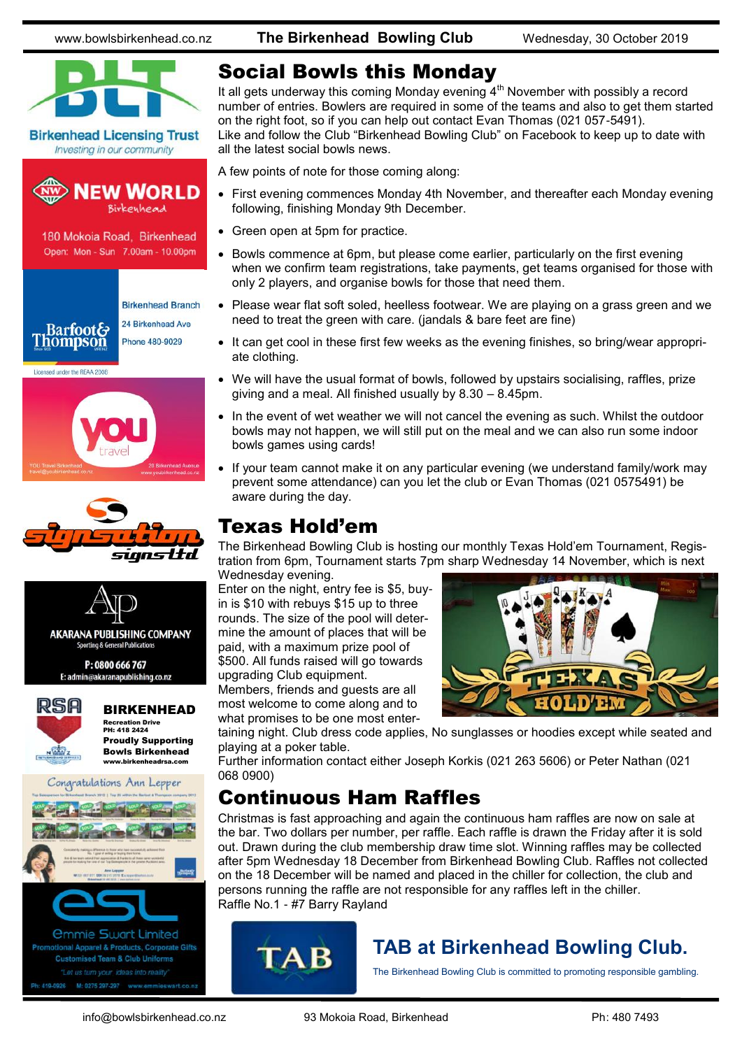# Social Bowls this Monday

It all gets underway this coming Monday evening 4th November with possibly a record number of entries. Bowlers are required in some of the teams and also to get them started on the right foot, so if you can help out contact Evan Thomas (021 057-5491).
Like and follow the Club "Birkenhead Bowling Club" on Facebook to keep up to date with all the latest social bowls news.

A few points of note for those coming along:

- First evening commences Monday 4th November, and thereafter each Monday evening following, finishing Monday 9th December.
- Green open at 5pm for practice.
- Bowls commence at 6pm, but please come earlier, particularly on the first evening when we confirm team registrations, take payments, get teams organised for those with only 2 players, and organise bowls for those that need them.
- Please wear flat soft soled, heelless footwear. We are playing on a grass green and we need to treat the green with care. (jandals & bare feet are fine)
- It can get cool in these first few weeks as the evening finishes, so bring/wear appropriate clothing.
- We will have the usual format of bowls, followed by upstairs socialising, raffles, prize giving and a meal. All finished usually by 8.30 – 8.45pm.
- In the event of wet weather we will not cancel the evening as such. Whilst the outdoor bowls may not happen, we will still put on the meal and we can also run some indoor bowls games using cards!
- If your team cannot make it on any particular evening (we understand family/work may prevent some attendance) can you let the club or Evan Thomas (021 0575491) be aware during the day.

# Texas Hold'em

The Birkenhead Bowling Club is hosting our monthly Texas Hold'em Tournament, Registration from 6pm, Tournament starts 7pm sharp Wednesday 14 November, which is next Wednesday evening.
Enter on the night, entry fee is $5, buy-in is $10 with rebuys $15 up to three rounds. The size of the pool will determine the amount of places that will be paid, with a maximum prize pool of $500. All funds raised will go towards upgrading Club equipment.
Members, friends and guests are all most welcome to come along and to what promises to be one most entertaining night. Club dress code applies, No sunglasses or hoodies except while seated and playing at a poker table.
Further information contact either Joseph Korkis (021 263 5606) or Peter Nathan (021 068 0900)

# Continuous Ham Raffles

Christmas is fast approaching and again the continuous ham raffles are now on sale at the bar. Two dollars per number, per raffle. Each raffle is drawn the Friday after it is sold out. Drawn during the club membership draw time slot. Winning raffles may be collected after 5pm Wednesday 18 December from Birkenhead Bowling Club. Raffles not collected on the 18 December will be named and placed in the chiller for collection, the club and persons running the raffle are not responsible for any raffles left in the chiller.
Raffle No.1 - #7 Barry Rayland

## TAB at Birkenhead Bowling Club.

The Birkenhead Bowling Club is committed to promoting responsible gambling.

Birkenhead Licensing Trust — Investing in our community

New World Birkenhead — 180 Mokoia Road, Birkenhead. Open: Mon - Sun 7.00am - 10.00pm

Barfoot & Thompson — Birkenhead Branch, 24 Birkenhead Ave, Phone 480-9029. Licensed under the REAA 2008

YOU Travel Birkenhead — travel@youbirkenhead.co.nz — 20 Birkenhead Avenue — www.youbirkenhead.co.nz

Signsation Signs Ltd

Akarana Publishing Company — Sporting & General Publications — P: 0800 666 767 — E: admin@akaranapublishing.co.nz

RSA Birkenhead — Recreation Drive — PH: 418 2424 — Proudly Supporting Bowls Birkenhead — www.birkenheadrsa.com

Congratulations Ann Lepper

Emmie Swart Limited — Promotional Apparel & Products, Corporate Gifts — Customised Team & Club Uniforms — "Let us turn your ideas into reality" — Ph: 419-0926 M: 0275 297-297 www.emmieswart.co.nz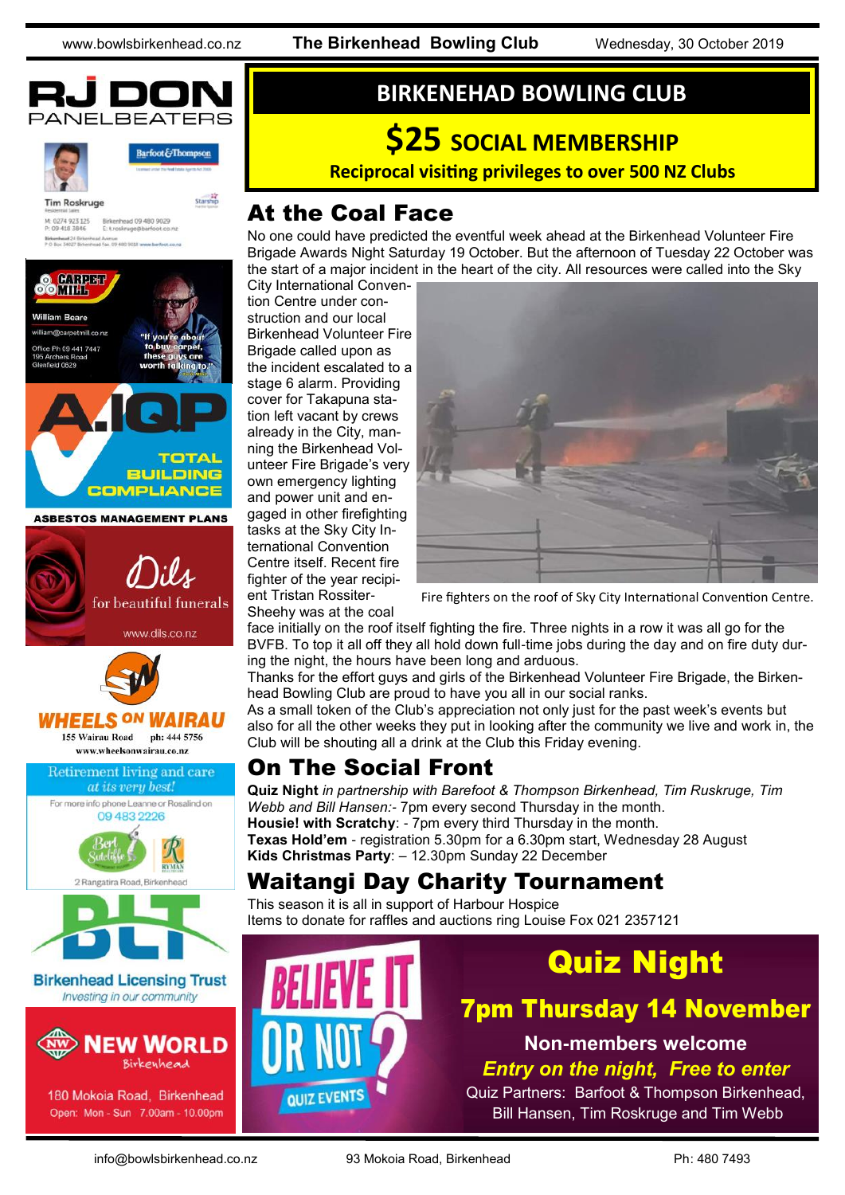# BIRKENHEAD BOWLING CLUB

## $25 SOCIAL MEMBERSHIP

**Reciprocal visiting privileges to over 500 NZ Clubs**

## At the Coal Face

No one could have predicted the eventful week ahead at the Birkenhead Volunteer Fire Brigade Awards Night Saturday 19 October. But the afternoon of Tuesday 22 October was the start of a major incident in the heart of the city. All resources were called into the Sky City International Convention Centre under construction and our local Birkenhead Volunteer Fire Brigade called upon as the incident escalated to a stage 6 alarm. Providing cover for Takapuna station left vacant by crews already in the City, manning the Birkenhead Volunteer Fire Brigade's very own emergency lighting and power unit and engaged in other firefighting tasks at the Sky City International Convention Centre itself. Recent fire fighter of the year recipient Tristan Rossiter-Sheehy was at the coal face initially on the roof itself fighting the fire. Three nights in a row it was all go for the BVFB. To top it all off they all hold down full-time jobs during the day and on fire duty during the night, the hours have been long and arduous.

Fire fighters on the roof of Sky City International Convention Centre.

Thanks for the effort guys and girls of the Birkenhead Volunteer Fire Brigade, the Birkenhead Bowling Club are proud to have you all in our social ranks.

As a small token of the Club's appreciation not only just for the past week's events but also for all the other weeks they put in looking after the community we live and work in, the Club will be shouting all a drink at the Club this Friday evening.

## On The Social Front

**Quiz Night** *in partnership with Barefoot & Thompson Birkenhead, Tim Ruskruge, Tim Webb and Bill Hansen:-* 7pm every second Thursday in the month.
**Housie! with Scratchy**: - 7pm every third Thursday in the month.
**Texas Hold'em** - registration 5.30pm for a 6.30pm start, Wednesday 28 August
**Kids Christmas Party**: – 12.30pm Sunday 22 December

## Waitangi Day Charity Tournament

This season it is all in support of Harbour Hospice
Items to donate for raffles and auctions ring Louise Fox 021 2357121

BELIEVE IT OR NOT? QUIZ EVENTS

## Quiz Night

### 7pm Thursday 14 November

**Non-members welcome**

***Entry on the night, Free to enter***

Quiz Partners: Barfoot & Thompson Birkenhead, Bill Hansen, Tim Roskruge and Tim Webb

---

RJ DON PANELBEATERS

Tim Roskruge — Barfoot & Thompson — M: 0274 923 125 P: 09 418 3846 — Birkenhead 09 480 9029 E: t.roskruge@barfoot.co.nz

CARPET MILL — William Beare — william@carpetmill.co.nz — Office Ph 09 441 7447 — 195 Archers Road Glenfield 0629 — "If you're about to buy carpet, these guys are worth talking to."

A.IQP — TOTAL BUILDING COMPLIANCE — ASBESTOS MANAGEMENT PLANS

Dils — for beautiful funerals — www.dils.co.nz

WHEELS ON WAIRAU — 155 Wairau Road ph: 444 5756 — www.wheelsonwairau.co.nz

Retirement living and care *at its very best!* — For more info phone Leanne or Rosalind on 09 483 2226 — Bert Sutcliffe — Ryman — 2 Rangatira Road, Birkenhead

BLT — Birkenhead Licensing Trust — *Investing in our community*

NEW WORLD Birkenhead — 180 Mokoia Road, Birkenhead — Open: Mon - Sun 7.00am - 10.00pm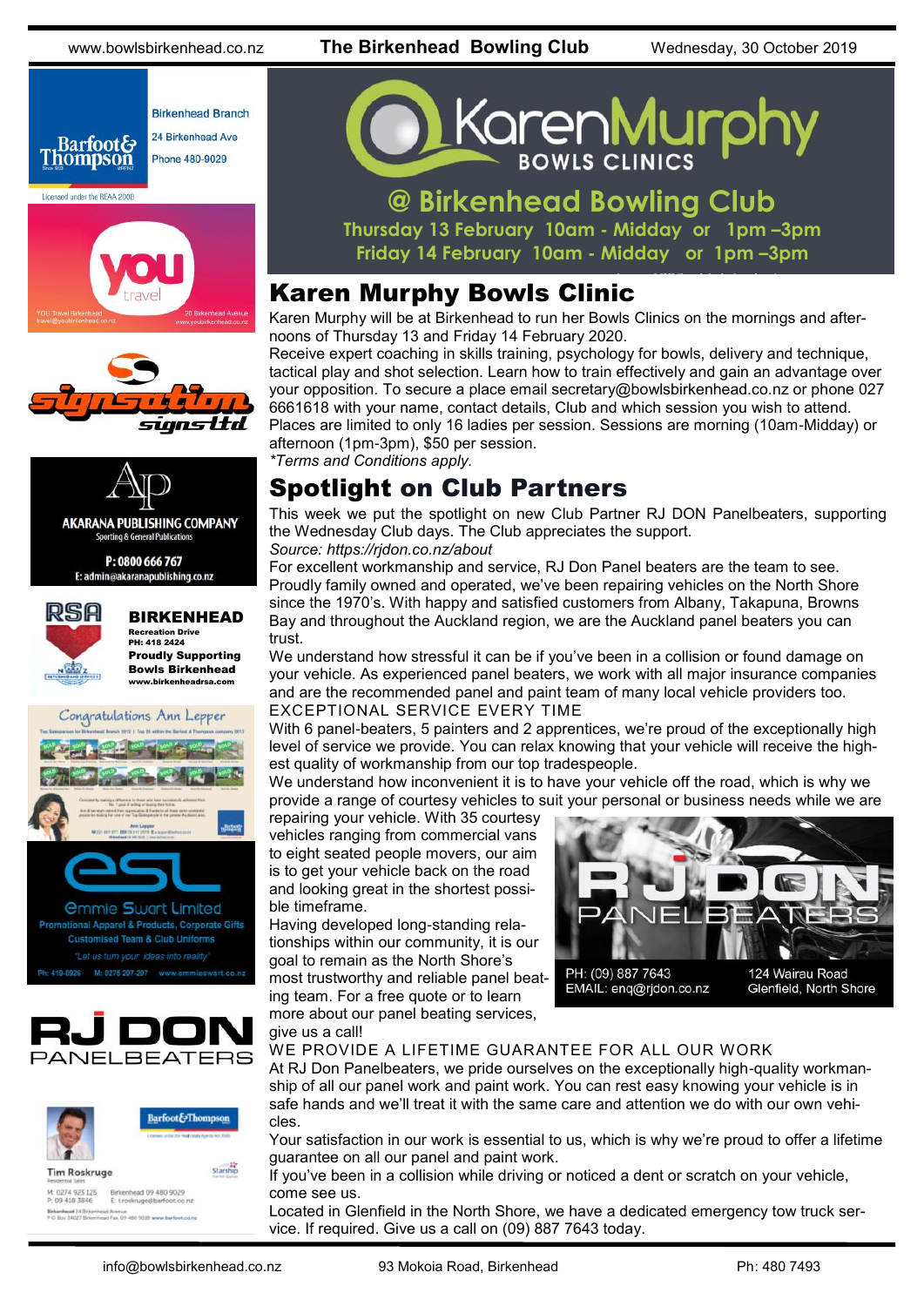**KarenMurphy BOWLS CLINICS**

**@ Birkenhead Bowling Club**

**Thursday 13 February 10am - Midday or 1pm –3pm**

**Friday 14 February 10am - Midday or 1pm –3pm**

# Karen Murphy Bowls Clinic

Karen Murphy will be at Birkenhead to run her Bowls Clinics on the mornings and afternoons of Thursday 13 and Friday 14 February 2020.

Receive expert coaching in skills training, psychology for bowls, delivery and technique, tactical play and shot selection. Learn how to train effectively and gain an advantage over your opposition. To secure a place email secretary@bowlsbirkenhead.co.nz or phone 027 6661618 with your name, contact details, Club and which session you wish to attend. Places are limited to only 16 ladies per session. Sessions are morning (10am-Midday) or afternoon (1pm-3pm), $50 per session.

*\*Terms and Conditions apply.*

# Spotlight on Club Partners

This week we put the spotlight on new Club Partner RJ DON Panelbeaters, supporting the Wednesday Club days. The Club appreciates the support.

*Source: https://rjdon.co.nz/about*

For excellent workmanship and service, RJ Don Panel beaters are the team to see. Proudly family owned and operated, we've been repairing vehicles on the North Shore since the 1970's. With happy and satisfied customers from Albany, Takapuna, Browns Bay and throughout the Auckland region, we are the Auckland panel beaters you can trust.

We understand how stressful it can be if you've been in a collision or found damage on your vehicle. As experienced panel beaters, we work with all major insurance companies and are the recommended panel and paint team of many local vehicle providers too.

EXCEPTIONAL SERVICE EVERY TIME

With 6 panel-beaters, 5 painters and 2 apprentices, we're proud of the exceptionally high level of service we provide. You can relax knowing that your vehicle will receive the highest quality of workmanship from our top tradespeople.

We understand how inconvenient it is to have your vehicle off the road, which is why we provide a range of courtesy vehicles to suit your personal or business needs while we are repairing your vehicle. With 35 courtesy vehicles ranging from commercial vans to eight seated people movers, our aim is to get your vehicle back on the road and looking great in the shortest possible timeframe.

Having developed long-standing relationships within our community, it is our goal to remain as the North Shore's most trustworthy and reliable panel beating team. For a free quote or to learn more about our panel beating services, give us a call!

RJ DON PANELBEATERS
PH: (09) 887 7643
EMAIL: enq@rjdon.co.nz
124 Wairau Road
Glenfield, North Shore

WE PROVIDE A LIFETIME GUARANTEE FOR ALL OUR WORK

At RJ Don Panelbeaters, we pride ourselves on the exceptionally high-quality workmanship of all our panel work and paint work. You can rest easy knowing your vehicle is in safe hands and we'll treat it with the same care and attention we do with our own vehicles.

Your satisfaction in our work is essential to us, which is why we're proud to offer a lifetime guarantee on all our panel and paint work.

If you've been in a collision while driving or noticed a dent or scratch on your vehicle, come see us.

Located in Glenfield in the North Shore, we have a dedicated emergency tow truck service. If required. Give us a call on (09) 887 7643 today.

---

Barfoot & Thompson — Birkenhead Branch, 24 Birkenhead Ave, Phone 480-9029. Licensed under the REAA 2008

YOU travel — YOU Travel Birkenhead, travel@youbirkenhead.co.nz, 20 Birkenhead Avenue, www.youbirkenhead.co.nz

Signsation signs Ltd

AKARANA PUBLISHING COMPANY — Sporting & General Publications — P: 0800 666 767 — E: admin@akaranapublishing.co.nz

RSA BIRKENHEAD — Recreation Drive — PH: 418 2424 — Proudly Supporting Bowls Birkenhead — www.birkenheadrsa.com

Congratulations Ann Lepper

esl — Emmie Swart Limited — Promotional Apparel & Products, Corporate Gifts — Customised Team & Club Uniforms — "Let us turn your ideas into reality" — Ph: 410-6026 M: 0275 297-297 www.emmieswart.co.nz

RJ DON PANELBEATERS

Tim Roskruge — Barfoot & Thompson — M: 0274 923 125 P: 09 418 3846 — Birkenhead 09 480 9029 — E: t.roskruge@barfoot.co.nz